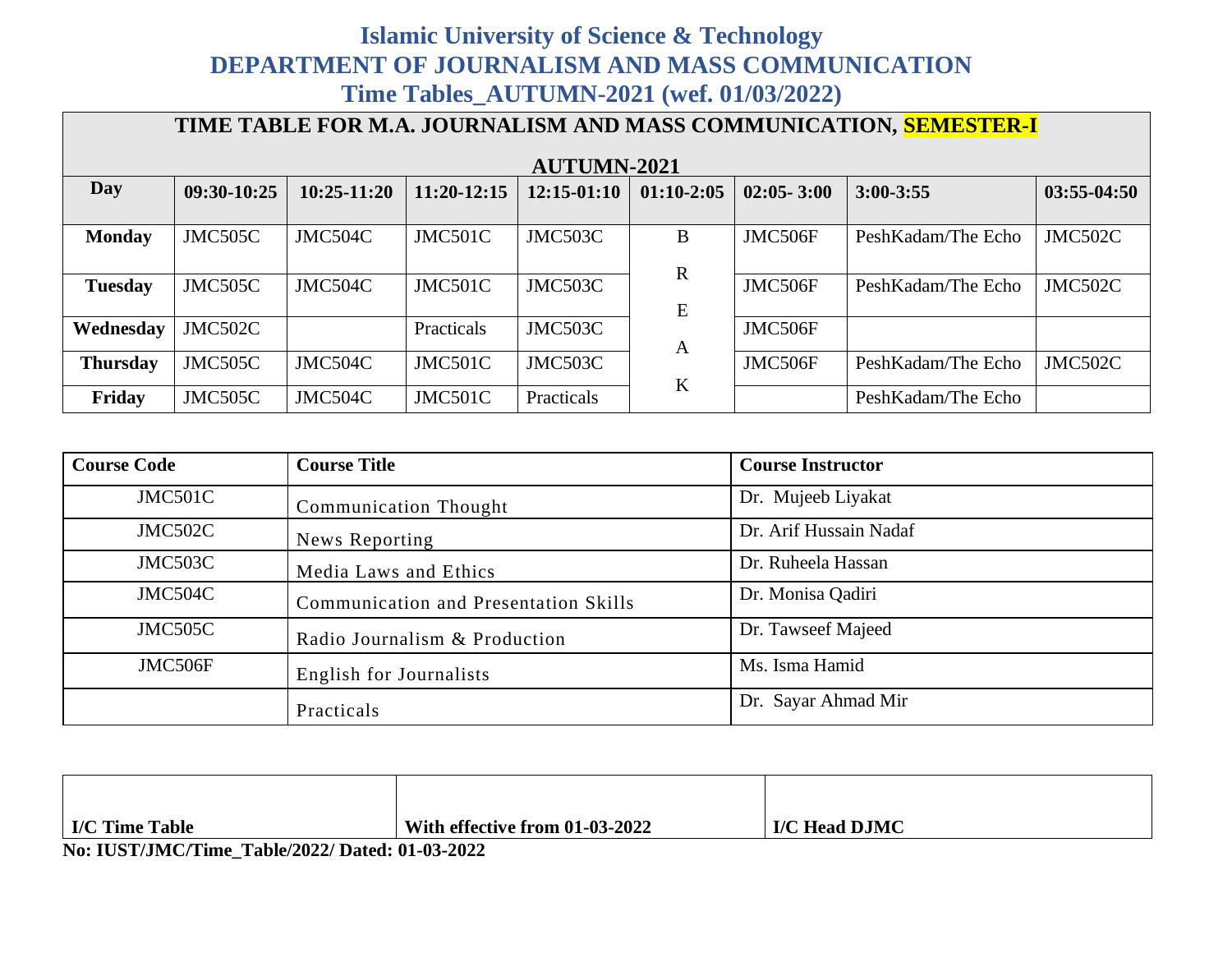# Islamic University of Science & Technology
# DEPARTMENT OF JOURNALISM AND MASS COMMUNICATION
## Time Tables_AUTUMN-2021 (wef. 01/03/2022)

**TIME TABLE FOR M.A. JOURNALISM AND MASS COMMUNICATION, SEMESTER-I**

**AUTUMN-2021**

| Day | 09:30-10:25 | 10:25-11:20 | 11:20-12:15 | 12:15-01:10 | 01:10-2:05 | 02:05- 3:00 | 3:00-3:55 | 03:55-04:50 |
|---|---|---|---|---|---|---|---|---|
| **Monday** | JMC505C | JMC504C | JMC501C | JMC503C | B | JMC506F | PeshKadam/The Echo | JMC502C |
| **Tuesday** | JMC505C | JMC504C | JMC501C | JMC503C | R | JMC506F | PeshKadam/The Echo | JMC502C |
| **Wednesday** | JMC502C | | Practicals | JMC503C | E | JMC506F | | |
| **Thursday** | JMC505C | JMC504C | JMC501C | JMC503C | A | JMC506F | PeshKadam/The Echo | JMC502C |
| **Friday** | JMC505C | JMC504C | JMC501C | Practicals | K | | PeshKadam/The Echo | |

| Course Code | Course Title | Course Instructor |
|---|---|---|
| JMC501C | Communication Thought | Dr. Mujeeb Liyakat |
| JMC502C | News Reporting | Dr. Arif Hussain Nadaf |
| JMC503C | Media Laws and Ethics | Dr. Ruheela Hassan |
| JMC504C | Communication and Presentation Skills | Dr. Monisa Qadiri |
| JMC505C | Radio Journalism & Production | Dr. Tawseef Majeed |
| JMC506F | English for Journalists | Ms. Isma Hamid |
| | Practicals | Dr. Sayar Ahmad Mir |

| **I/C Time Table** | **With effective from 01-03-2022** | **I/C Head DJMC** |
|---|---|---|

**No: IUST/JMC/Time_Table/2022/ Dated: 01-03-2022**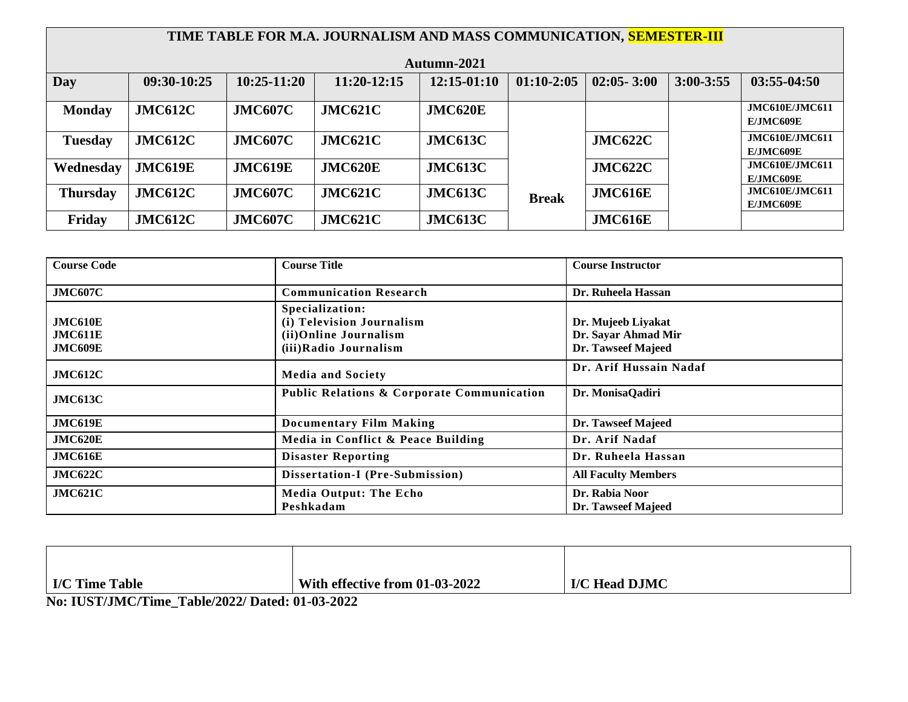## TIME TABLE FOR M.A. JOURNALISM AND MASS COMMUNICATION, SEMESTER-III

### Autumn-2021

| Day | 09:30-10:25 | 10:25-11:20 | 11:20-12:15 | 12:15-01:10 | 01:10-2:05 | 02:05- 3:00 | 3:00-3:55 | 03:55-04:50 |
|---|---|---|---|---|---|---|---|---|
| **Monday** | **JMC612C** | **JMC607C** | **JMC621C** | **JMC620E** | | | | **JMC610E/JMC611 E/JMC609E** |
| **Tuesday** | **JMC612C** | **JMC607C** | **JMC621C** | **JMC613C** | | **JMC622C** | | **JMC610E/JMC611 E/JMC609E** |
| **Wednesday** | **JMC619E** | **JMC619E** | **JMC620E** | **JMC613C** | | **JMC622C** | | **JMC610E/JMC611 E/JMC609E** |
| **Thursday** | **JMC612C** | **JMC607C** | **JMC621C** | **JMC613C** | **Break** | **JMC616E** | | **JMC610E/JMC611 E/JMC609E** |
| **Friday** | **JMC612C** | **JMC607C** | **JMC621C** | **JMC613C** | | **JMC616E** | | |

| Course Code | Course Title | Course Instructor |
|---|---|---|
| **JMC607C** | **Communication Research** | **Dr. Ruheela Hassan** |
| **JMC610E** <br> **JMC611E** <br> **JMC609E** | **Specialization:** <br> **(i) Television Journalism** <br> **(ii)Online Journalism** <br> **(iii)Radio Journalism** | **Dr. Mujeeb Liyakat** <br> **Dr. Sayar Ahmad Mir** <br> **Dr. Tawseef Majeed** |
| **JMC612C** | **Media and Society** | **Dr. Arif Hussain Nadaf** |
| **JMC613C** | **Public Relations & Corporate Communication** | **Dr. MonisaQadiri** |
| **JMC619E** | **Documentary Film Making** | **Dr. Tawseef Majeed** |
| **JMC620E** | **Media in Conflict & Peace Building** | **Dr. Arif Nadaf** |
| **JMC616E** | **Disaster Reporting** | **Dr. Ruheela Hassan** |
| **JMC622C** | **Dissertation-I (Pre-Submission)** | **All Faculty Members** |
| **JMC621C** | **Media Output: The Echo Peshkadam** | **Dr. Rabia Noor** <br> **Dr. Tawseef Majeed** |

| | | |
|---|---|---|
| **I/C Time Table** | **With effective from 01-03-2022** | **I/C Head DJMC** |

**No: IUST/JMC/Time_Table/2022/ Dated: 01-03-2022**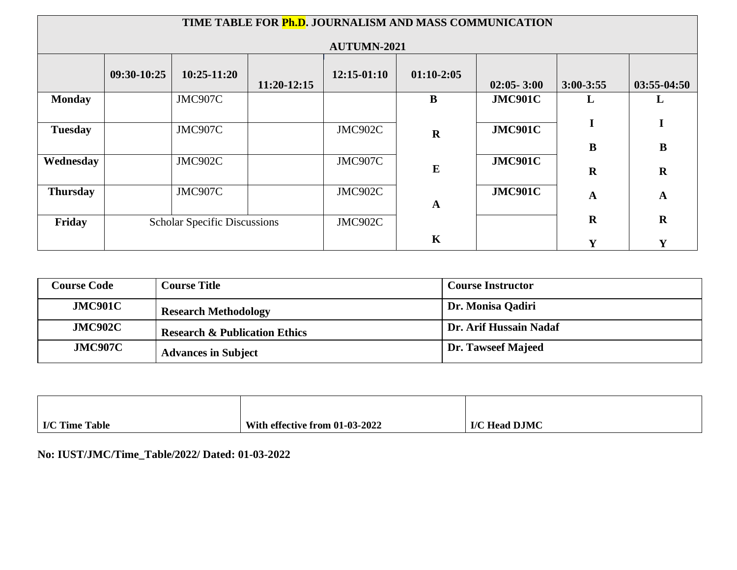# TIME TABLE FOR Ph.D. JOURNALISM AND MASS COMMUNICATION

## AUTUMN-2021

| | 09:30-10:25 | 10:25-11:20 | 11:20-12:15 | 12:15-01:10 | 01:10-2:05 | 02:05- 3:00 | 3:00-3:55 | 03:55-04:50 |
|---|---|---|---|---|---|---|---|---|
| **Monday** | | JMC907C | | | B R E A K | **JMC901C** | L I B R A R Y | L I B R A R Y |
| **Tuesday** | | JMC907C | | JMC902C | | **JMC901C** | | |
| **Wednesday** | | JMC902C | | JMC907C | | **JMC901C** | | |
| **Thursday** | | JMC907C | | JMC902C | | **JMC901C** | | |
| **Friday** | Scholar Specific Discussions | | | JMC902C | | | | |

| Course Code | Course Title | Course Instructor |
|---|---|---|
| **JMC901C** | **Research Methodology** | **Dr. Monisa Qadiri** |
| **JMC902C** | **Research & Publication Ethics** | **Dr. Arif Hussain Nadaf** |
| **JMC907C** | **Advances in Subject** | **Dr. Tawseef Majeed** |

| | | |
|---|---|---|
| **I/C Time Table** | **With effective from 01-03-2022** | **I/C Head DJMC** |

**No: IUST/JMC/Time_Table/2022/ Dated: 01-03-2022**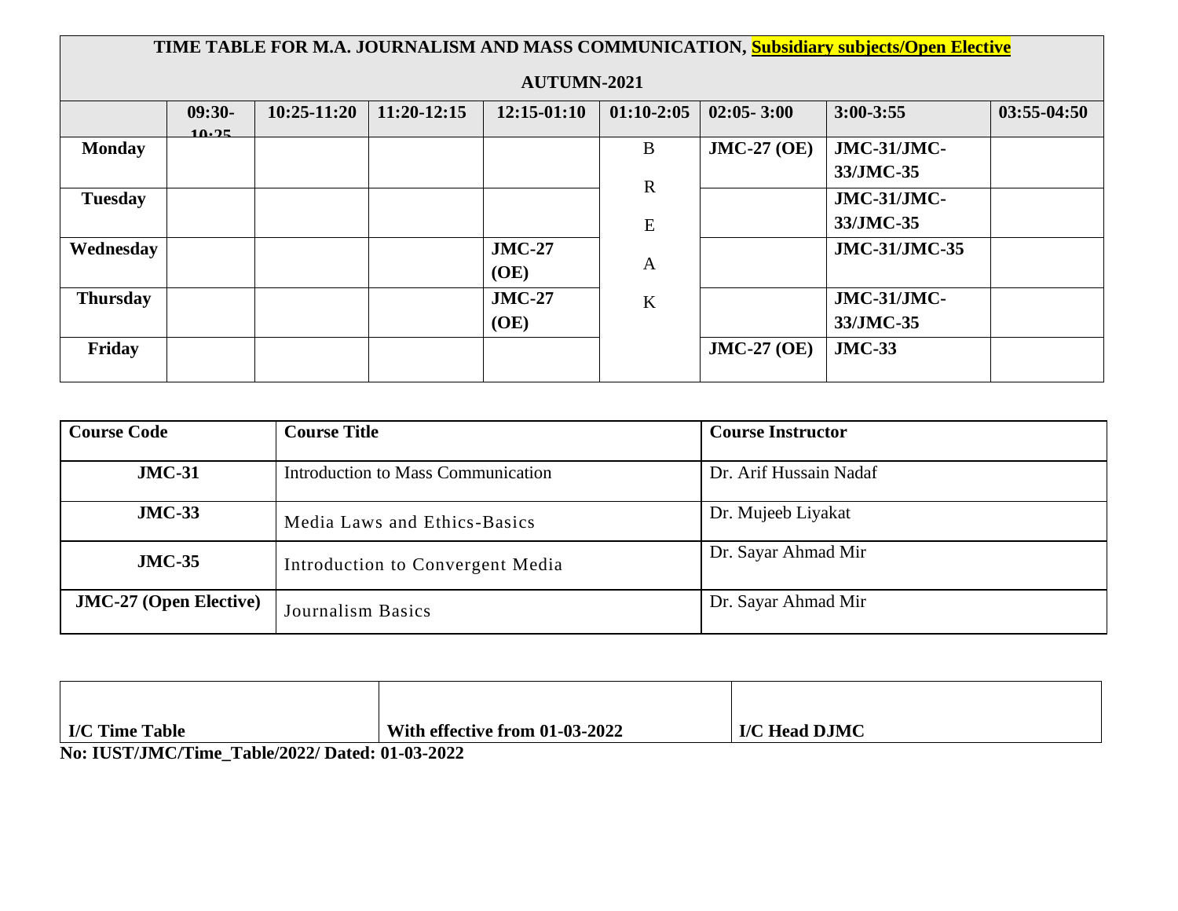**TIME TABLE FOR M.A. JOURNALISM AND MASS COMMUNICATION, Subsidiary subjects/Open Elective**

**AUTUMN-2021**

| | 09:30-10:25 | 10:25-11:20 | 11:20-12:15 | 12:15-01:10 | 01:10-2:05 | 02:05- 3:00 | 3:00-3:55 | 03:55-04:50 |
|---|---|---|---|---|---|---|---|---|
| **Monday** | | | | | B | **JMC-27 (OE)** | **JMC-31/JMC-33/JMC-35** | |
| **Tuesday** | | | | | R E | | **JMC-31/JMC-33/JMC-35** | |
| **Wednesday** | | | | **JMC-27 (OE)** | A | | **JMC-31/JMC-35** | |
| **Thursday** | | | | **JMC-27 (OE)** | K | | **JMC-31/JMC-33/JMC-35** | |
| **Friday** | | | | | | **JMC-27 (OE)** | **JMC-33** | |

| Course Code | Course Title | Course Instructor |
|---|---|---|
| **JMC-31** | Introduction to Mass Communication | Dr. Arif Hussain Nadaf |
| **JMC-33** | Media Laws and Ethics-Basics | Dr. Mujeeb Liyakat |
| **JMC-35** | Introduction to Convergent Media | Dr. Sayar Ahmad Mir |
| **JMC-27 (Open Elective)** | Journalism Basics | Dr. Sayar Ahmad Mir |

| | | |
|---|---|---|
| **I/C Time Table** | **With effective from 01-03-2022** | **I/C Head DJMC** |

**No: IUST/JMC/Time_Table/2022/ Dated: 01-03-2022**